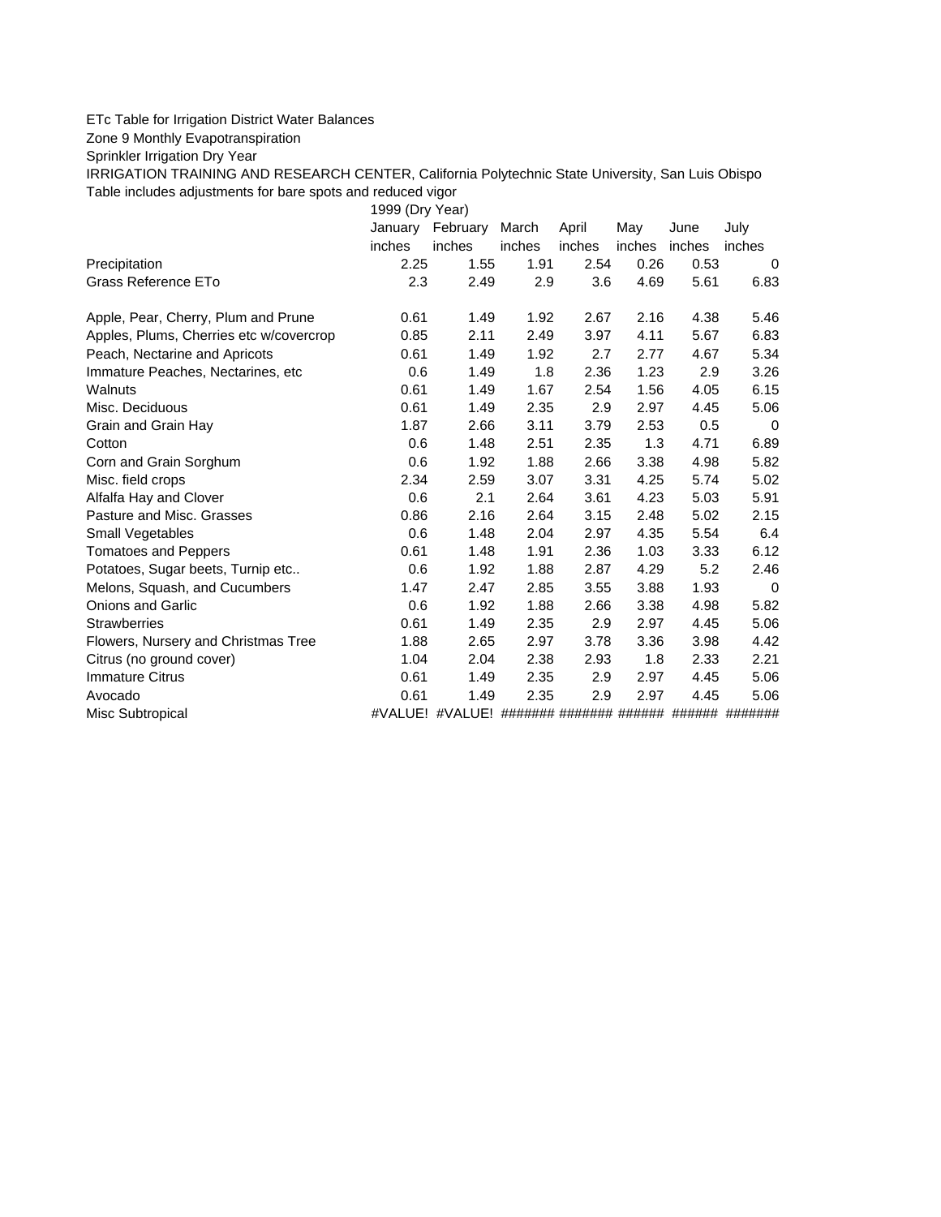ETc Table for Irrigation District Water Balances

Zone 9 Monthly Evapotranspiration

Sprinkler Irrigation Dry Year

IRRIGATION TRAINING AND RESEARCH CENTER, California Polytechnic State University, San Luis Obispo

Table includes adjustments for bare spots and reduced vigor

| | 1999 (Dry Year) | | | | | | |
|---|---|---|---|---|---|---|---|
| | January | February | March | April | May | June | July |
| | inches | inches | inches | inches | inches | inches | inches |
| Precipitation | 2.25 | 1.55 | 1.91 | 2.54 | 0.26 | 0.53 | 0 |
| Grass Reference ETo | 2.3 | 2.49 | 2.9 | 3.6 | 4.69 | 5.61 | 6.83 |
| | | | | | | | |
| Apple, Pear, Cherry, Plum and Prune | 0.61 | 1.49 | 1.92 | 2.67 | 2.16 | 4.38 | 5.46 |
| Apples, Plums, Cherries etc w/covercrop | 0.85 | 2.11 | 2.49 | 3.97 | 4.11 | 5.67 | 6.83 |
| Peach, Nectarine and Apricots | 0.61 | 1.49 | 1.92 | 2.7 | 2.77 | 4.67 | 5.34 |
| Immature Peaches, Nectarines, etc | 0.6 | 1.49 | 1.8 | 2.36 | 1.23 | 2.9 | 3.26 |
| Walnuts | 0.61 | 1.49 | 1.67 | 2.54 | 1.56 | 4.05 | 6.15 |
| Misc. Deciduous | 0.61 | 1.49 | 2.35 | 2.9 | 2.97 | 4.45 | 5.06 |
| Grain and Grain Hay | 1.87 | 2.66 | 3.11 | 3.79 | 2.53 | 0.5 | 0 |
| Cotton | 0.6 | 1.48 | 2.51 | 2.35 | 1.3 | 4.71 | 6.89 |
| Corn and Grain Sorghum | 0.6 | 1.92 | 1.88 | 2.66 | 3.38 | 4.98 | 5.82 |
| Misc. field crops | 2.34 | 2.59 | 3.07 | 3.31 | 4.25 | 5.74 | 5.02 |
| Alfalfa Hay and Clover | 0.6 | 2.1 | 2.64 | 3.61 | 4.23 | 5.03 | 5.91 |
| Pasture and Misc. Grasses | 0.86 | 2.16 | 2.64 | 3.15 | 2.48 | 5.02 | 2.15 |
| Small Vegetables | 0.6 | 1.48 | 2.04 | 2.97 | 4.35 | 5.54 | 6.4 |
| Tomatoes and Peppers | 0.61 | 1.48 | 1.91 | 2.36 | 1.03 | 3.33 | 6.12 |
| Potatoes, Sugar beets, Turnip etc.. | 0.6 | 1.92 | 1.88 | 2.87 | 4.29 | 5.2 | 2.46 |
| Melons, Squash, and Cucumbers | 1.47 | 2.47 | 2.85 | 3.55 | 3.88 | 1.93 | 0 |
| Onions and Garlic | 0.6 | 1.92 | 1.88 | 2.66 | 3.38 | 4.98 | 5.82 |
| Strawberries | 0.61 | 1.49 | 2.35 | 2.9 | 2.97 | 4.45 | 5.06 |
| Flowers, Nursery and Christmas Tree | 1.88 | 2.65 | 2.97 | 3.78 | 3.36 | 3.98 | 4.42 |
| Citrus (no ground cover) | 1.04 | 2.04 | 2.38 | 2.93 | 1.8 | 2.33 | 2.21 |
| Immature Citrus | 0.61 | 1.49 | 2.35 | 2.9 | 2.97 | 4.45 | 5.06 |
| Avocado | 0.61 | 1.49 | 2.35 | 2.9 | 2.97 | 4.45 | 5.06 |
| Misc Subtropical | #VALUE! | #VALUE! | ####### | ####### | ###### | ###### | ####### |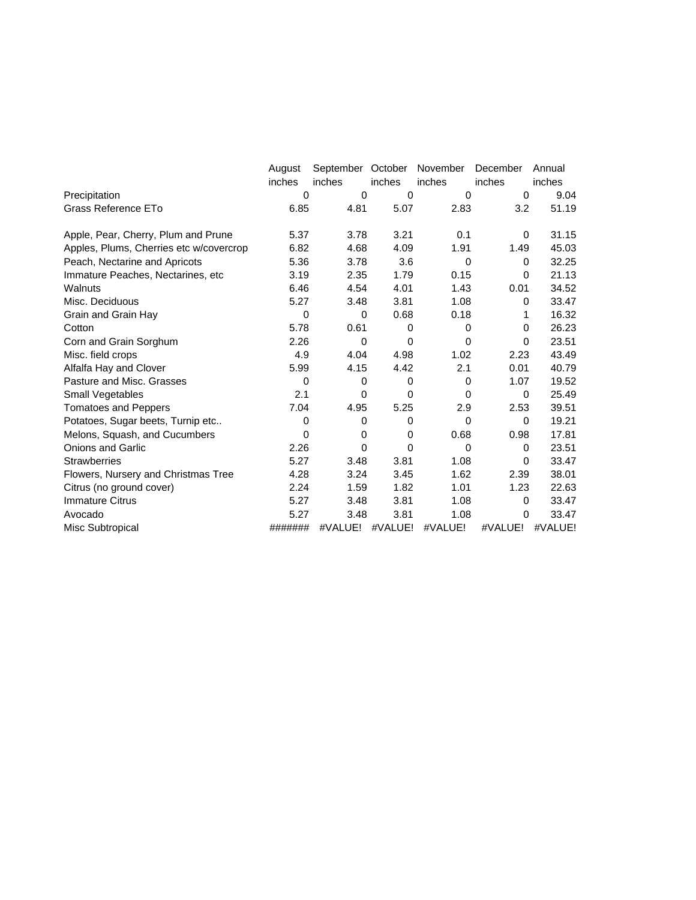| | August inches | September inches | October inches | November inches | December inches | Annual inches |
|---|---|---|---|---|---|---|
| Precipitation | 0 | 0 | 0 | 0 | 0 | 9.04 |
| Grass Reference ETo | 6.85 | 4.81 | 5.07 | 2.83 | 3.2 | 51.19 |
| | | | | | | |
| Apple, Pear, Cherry, Plum and Prune | 5.37 | 3.78 | 3.21 | 0.1 | 0 | 31.15 |
| Apples, Plums, Cherries etc w/covercrop | 6.82 | 4.68 | 4.09 | 1.91 | 1.49 | 45.03 |
| Peach, Nectarine and Apricots | 5.36 | 3.78 | 3.6 | 0 | 0 | 32.25 |
| Immature Peaches, Nectarines, etc | 3.19 | 2.35 | 1.79 | 0.15 | 0 | 21.13 |
| Walnuts | 6.46 | 4.54 | 4.01 | 1.43 | 0.01 | 34.52 |
| Misc. Deciduous | 5.27 | 3.48 | 3.81 | 1.08 | 0 | 33.47 |
| Grain and Grain Hay | 0 | 0 | 0.68 | 0.18 | 1 | 16.32 |
| Cotton | 5.78 | 0.61 | 0 | 0 | 0 | 26.23 |
| Corn and Grain Sorghum | 2.26 | 0 | 0 | 0 | 0 | 23.51 |
| Misc. field crops | 4.9 | 4.04 | 4.98 | 1.02 | 2.23 | 43.49 |
| Alfalfa Hay and Clover | 5.99 | 4.15 | 4.42 | 2.1 | 0.01 | 40.79 |
| Pasture and Misc. Grasses | 0 | 0 | 0 | 0 | 1.07 | 19.52 |
| Small Vegetables | 2.1 | 0 | 0 | 0 | 0 | 25.49 |
| Tomatoes and Peppers | 7.04 | 4.95 | 5.25 | 2.9 | 2.53 | 39.51 |
| Potatoes, Sugar beets, Turnip etc.. | 0 | 0 | 0 | 0 | 0 | 19.21 |
| Melons, Squash, and Cucumbers | 0 | 0 | 0 | 0.68 | 0.98 | 17.81 |
| Onions and Garlic | 2.26 | 0 | 0 | 0 | 0 | 23.51 |
| Strawberries | 5.27 | 3.48 | 3.81 | 1.08 | 0 | 33.47 |
| Flowers, Nursery and Christmas Tree | 4.28 | 3.24 | 3.45 | 1.62 | 2.39 | 38.01 |
| Citrus (no ground cover) | 2.24 | 1.59 | 1.82 | 1.01 | 1.23 | 22.63 |
| Immature Citrus | 5.27 | 3.48 | 3.81 | 1.08 | 0 | 33.47 |
| Avocado | 5.27 | 3.48 | 3.81 | 1.08 | 0 | 33.47 |
| Misc Subtropical | ####### | #VALUE! | #VALUE! | #VALUE! | #VALUE! | #VALUE! |